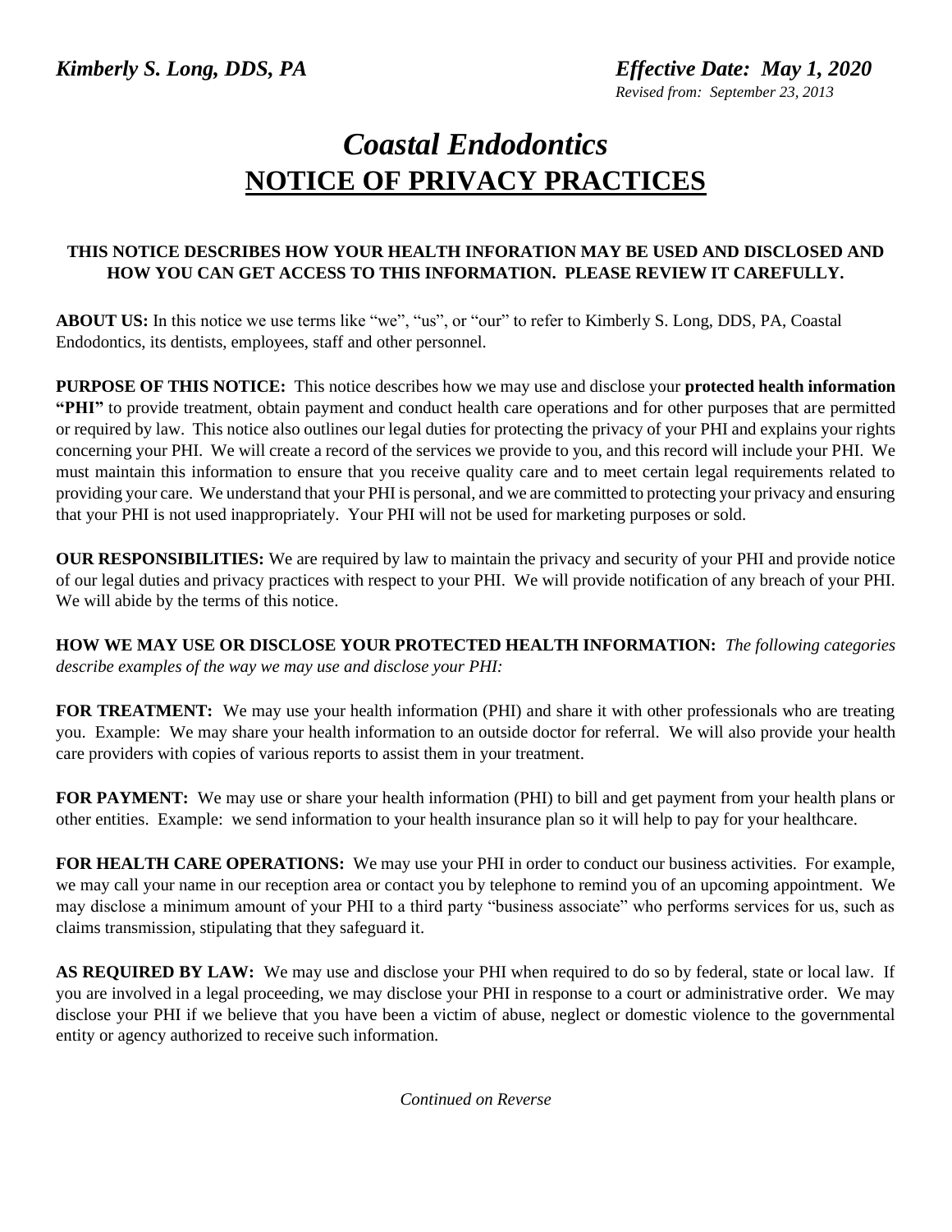*Kimberly S. Long, DDS, PA* *Effective Date: May 1, 2020*

*Revised from: September 23, 2013*

# *Coastal Endodontics*
# NOTICE OF PRIVACY PRACTICES

**THIS NOTICE DESCRIBES HOW YOUR HEALTH INFORATION MAY BE USED AND DISCLOSED AND HOW YOU CAN GET ACCESS TO THIS INFORMATION. PLEASE REVIEW IT CAREFULLY.**

**ABOUT US:** In this notice we use terms like "we", "us", or "our" to refer to Kimberly S. Long, DDS, PA, Coastal Endodontics, its dentists, employees, staff and other personnel.

**PURPOSE OF THIS NOTICE:** This notice describes how we may use and disclose your **protected health information "PHI"** to provide treatment, obtain payment and conduct health care operations and for other purposes that are permitted or required by law. This notice also outlines our legal duties for protecting the privacy of your PHI and explains your rights concerning your PHI. We will create a record of the services we provide to you, and this record will include your PHI. We must maintain this information to ensure that you receive quality care and to meet certain legal requirements related to providing your care. We understand that your PHI is personal, and we are committed to protecting your privacy and ensuring that your PHI is not used inappropriately. Your PHI will not be used for marketing purposes or sold.

**OUR RESPONSIBILITIES:** We are required by law to maintain the privacy and security of your PHI and provide notice of our legal duties and privacy practices with respect to your PHI. We will provide notification of any breach of your PHI. We will abide by the terms of this notice.

**HOW WE MAY USE OR DISCLOSE YOUR PROTECTED HEALTH INFORMATION:** *The following categories describe examples of the way we may use and disclose your PHI:*

**FOR TREATMENT:** We may use your health information (PHI) and share it with other professionals who are treating you. Example: We may share your health information to an outside doctor for referral. We will also provide your health care providers with copies of various reports to assist them in your treatment.

**FOR PAYMENT:** We may use or share your health information (PHI) to bill and get payment from your health plans or other entities. Example: we send information to your health insurance plan so it will help to pay for your healthcare.

**FOR HEALTH CARE OPERATIONS:** We may use your PHI in order to conduct our business activities. For example, we may call your name in our reception area or contact you by telephone to remind you of an upcoming appointment. We may disclose a minimum amount of your PHI to a third party "business associate" who performs services for us, such as claims transmission, stipulating that they safeguard it.

**AS REQUIRED BY LAW:** We may use and disclose your PHI when required to do so by federal, state or local law. If you are involved in a legal proceeding, we may disclose your PHI in response to a court or administrative order. We may disclose your PHI if we believe that you have been a victim of abuse, neglect or domestic violence to the governmental entity or agency authorized to receive such information.

*Continued on Reverse*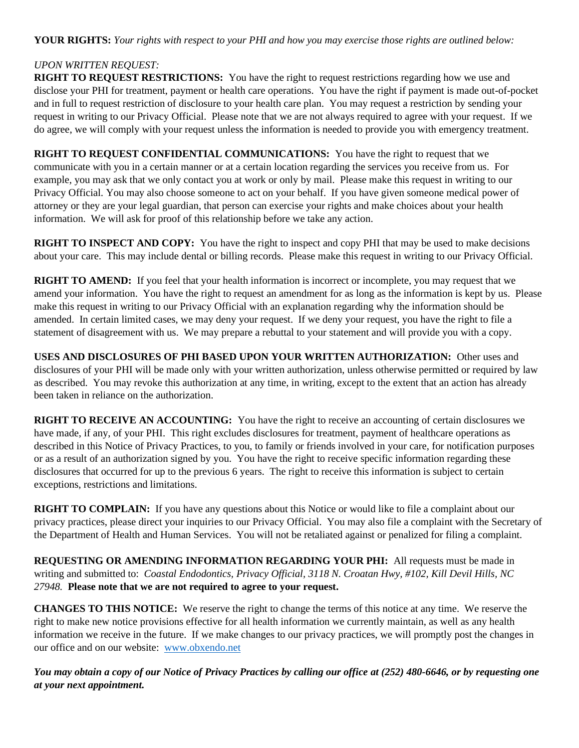**YOUR RIGHTS:** *Your rights with respect to your PHI and how you may exercise those rights are outlined below:*

*UPON WRITTEN REQUEST:*

**RIGHT TO REQUEST RESTRICTIONS:** You have the right to request restrictions regarding how we use and disclose your PHI for treatment, payment or health care operations. You have the right if payment is made out-of-pocket and in full to request restriction of disclosure to your health care plan. You may request a restriction by sending your request in writing to our Privacy Official. Please note that we are not always required to agree with your request. If we do agree, we will comply with your request unless the information is needed to provide you with emergency treatment.

**RIGHT TO REQUEST CONFIDENTIAL COMMUNICATIONS:** You have the right to request that we communicate with you in a certain manner or at a certain location regarding the services you receive from us. For example, you may ask that we only contact you at work or only by mail. Please make this request in writing to our Privacy Official. You may also choose someone to act on your behalf. If you have given someone medical power of attorney or they are your legal guardian, that person can exercise your rights and make choices about your health information. We will ask for proof of this relationship before we take any action.

**RIGHT TO INSPECT AND COPY:** You have the right to inspect and copy PHI that may be used to make decisions about your care. This may include dental or billing records. Please make this request in writing to our Privacy Official.

**RIGHT TO AMEND:** If you feel that your health information is incorrect or incomplete, you may request that we amend your information. You have the right to request an amendment for as long as the information is kept by us. Please make this request in writing to our Privacy Official with an explanation regarding why the information should be amended. In certain limited cases, we may deny your request. If we deny your request, you have the right to file a statement of disagreement with us. We may prepare a rebuttal to your statement and will provide you with a copy.

**USES AND DISCLOSURES OF PHI BASED UPON YOUR WRITTEN AUTHORIZATION:** Other uses and disclosures of your PHI will be made only with your written authorization, unless otherwise permitted or required by law as described. You may revoke this authorization at any time, in writing, except to the extent that an action has already been taken in reliance on the authorization.

**RIGHT TO RECEIVE AN ACCOUNTING:** You have the right to receive an accounting of certain disclosures we have made, if any, of your PHI. This right excludes disclosures for treatment, payment of healthcare operations as described in this Notice of Privacy Practices, to you, to family or friends involved in your care, for notification purposes or as a result of an authorization signed by you. You have the right to receive specific information regarding these disclosures that occurred for up to the previous 6 years. The right to receive this information is subject to certain exceptions, restrictions and limitations.

**RIGHT TO COMPLAIN:** If you have any questions about this Notice or would like to file a complaint about our privacy practices, please direct your inquiries to our Privacy Official. You may also file a complaint with the Secretary of the Department of Health and Human Services. You will not be retaliated against or penalized for filing a complaint.

**REQUESTING OR AMENDING INFORMATION REGARDING YOUR PHI:** All requests must be made in writing and submitted to: *Coastal Endodontics, Privacy Official, 3118 N. Croatan Hwy, #102, Kill Devil Hills, NC 27948.* **Please note that we are not required to agree to your request.**

**CHANGES TO THIS NOTICE:** We reserve the right to change the terms of this notice at any time. We reserve the right to make new notice provisions effective for all health information we currently maintain, as well as any health information we receive in the future. If we make changes to our privacy practices, we will promptly post the changes in our office and on our website: [www.obxendo.net](www.obxendo.net)

***You may obtain a copy of our Notice of Privacy Practices by calling our office at (252) 480-6646, or by requesting one at your next appointment.***